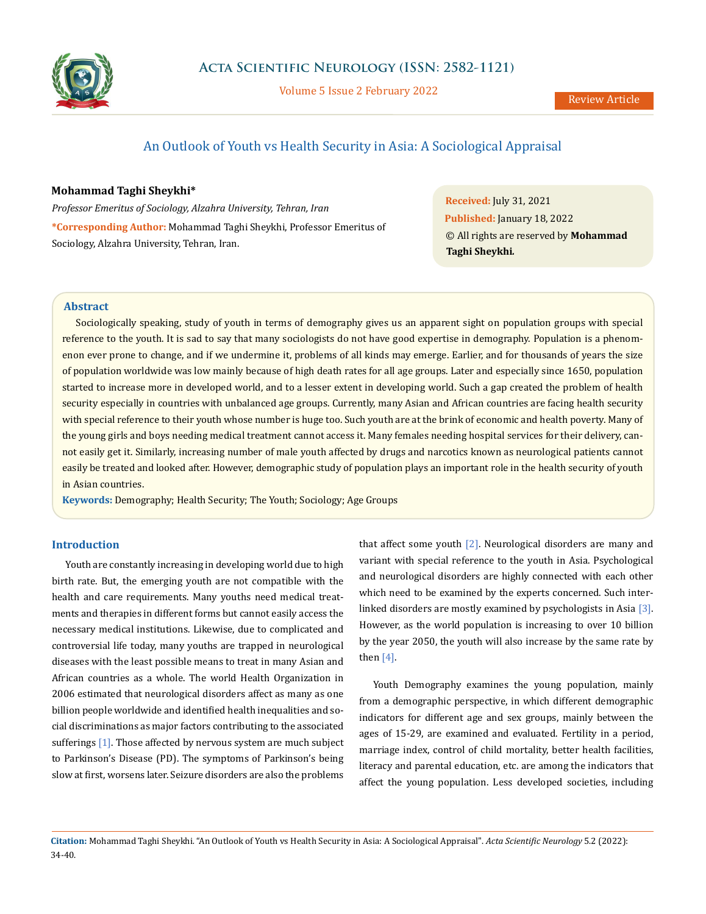# An Outlook of Youth vs Health Security in Asia: A Sociological Appraisal

**Mohammad Taghi Sheykhi***

*Professor Emeritus of Sociology, Alzahra University, Tehran, Iran*

***Corresponding Author:** Mohammad Taghi Sheykhi, Professor Emeritus of Sociology, Alzahra University, Tehran, Iran.

**Received:** July 31, 2021
**Published:** January 18, 2022
© All rights are reserved by **Mohammad Taghi Sheykhi.**

## Abstract

Sociologically speaking, study of youth in terms of demography gives us an apparent sight on population groups with special reference to the youth. It is sad to say that many sociologists do not have good expertise in demography. Population is a phenomenon ever prone to change, and if we undermine it, problems of all kinds may emerge. Earlier, and for thousands of years the size of population worldwide was low mainly because of high death rates for all age groups. Later and especially since 1650, population started to increase more in developed world, and to a lesser extent in developing world. Such a gap created the problem of health security especially in countries with unbalanced age groups. Currently, many Asian and African countries are facing health security with special reference to their youth whose number is huge too. Such youth are at the brink of economic and health poverty. Many of the young girls and boys needing medical treatment cannot access it. Many females needing hospital services for their delivery, cannot easily get it. Similarly, increasing number of male youth affected by drugs and narcotics known as neurological patients cannot easily be treated and looked after. However, demographic study of population plays an important role in the health security of youth in Asian countries.

**Keywords:** Demography; Health Security; The Youth; Sociology; Age Groups

## Introduction

Youth are constantly increasing in developing world due to high birth rate. But, the emerging youth are not compatible with the health and care requirements. Many youths need medical treatments and therapies in different forms but cannot easily access the necessary medical institutions. Likewise, due to complicated and controversial life today, many youths are trapped in neurological diseases with the least possible means to treat in many Asian and African countries as a whole. The world Health Organization in 2006 estimated that neurological disorders affect as many as one billion people worldwide and identified health inequalities and social discriminations as major factors contributing to the associated sufferings [1]. Those affected by nervous system are much subject to Parkinson's Disease (PD). The symptoms of Parkinson's being slow at first, worsens later. Seizure disorders are also the problems that affect some youth [2]. Neurological disorders are many and variant with special reference to the youth in Asia. Psychological and neurological disorders are highly connected with each other which need to be examined by the experts concerned. Such interlinked disorders are mostly examined by psychologists in Asia [3]. However, as the world population is increasing to over 10 billion by the year 2050, the youth will also increase by the same rate by then [4].

Youth Demography examines the young population, mainly from a demographic perspective, in which different demographic indicators for different age and sex groups, mainly between the ages of 15-29, are examined and evaluated. Fertility in a period, marriage index, control of child mortality, better health facilities, literacy and parental education, etc. are among the indicators that affect the young population. Less developed societies, including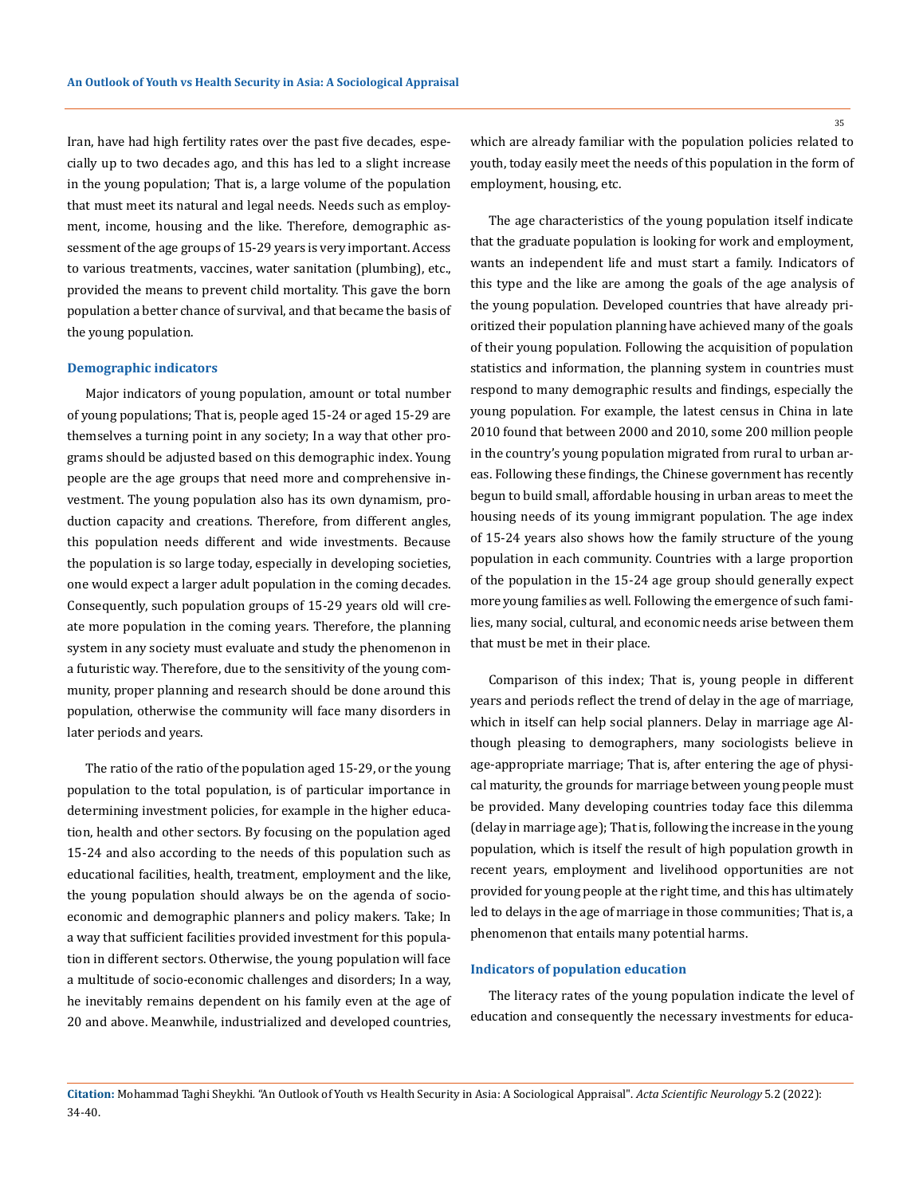Iran, have had high fertility rates over the past five decades, especially up to two decades ago, and this has led to a slight increase in the young population; That is, a large volume of the population that must meet its natural and legal needs. Needs such as employment, income, housing and the like. Therefore, demographic assessment of the age groups of 15-29 years is very important. Access to various treatments, vaccines, water sanitation (plumbing), etc., provided the means to prevent child mortality. This gave the born population a better chance of survival, and that became the basis of the young population.

### Demographic indicators

Major indicators of young population, amount or total number of young populations; That is, people aged 15-24 or aged 15-29 are themselves a turning point in any society; In a way that other programs should be adjusted based on this demographic index. Young people are the age groups that need more and comprehensive investment. The young population also has its own dynamism, production capacity and creations. Therefore, from different angles, this population needs different and wide investments. Because the population is so large today, especially in developing societies, one would expect a larger adult population in the coming decades. Consequently, such population groups of 15-29 years old will create more population in the coming years. Therefore, the planning system in any society must evaluate and study the phenomenon in a futuristic way. Therefore, due to the sensitivity of the young community, proper planning and research should be done around this population, otherwise the community will face many disorders in later periods and years.

The ratio of the ratio of the population aged 15-29, or the young population to the total population, is of particular importance in determining investment policies, for example in the higher education, health and other sectors. By focusing on the population aged 15-24 and also according to the needs of this population such as educational facilities, health, treatment, employment and the like, the young population should always be on the agenda of socio-economic and demographic planners and policy makers. Take; In a way that sufficient facilities provided investment for this population in different sectors. Otherwise, the young population will face a multitude of socio-economic challenges and disorders; In a way, he inevitably remains dependent on his family even at the age of 20 and above. Meanwhile, industrialized and developed countries, which are already familiar with the population policies related to youth, today easily meet the needs of this population in the form of employment, housing, etc.

The age characteristics of the young population itself indicate that the graduate population is looking for work and employment, wants an independent life and must start a family. Indicators of this type and the like are among the goals of the age analysis of the young population. Developed countries that have already prioritized their population planning have achieved many of the goals of their young population. Following the acquisition of population statistics and information, the planning system in countries must respond to many demographic results and findings, especially the young population. For example, the latest census in China in late 2010 found that between 2000 and 2010, some 200 million people in the country's young population migrated from rural to urban areas. Following these findings, the Chinese government has recently begun to build small, affordable housing in urban areas to meet the housing needs of its young immigrant population. The age index of 15-24 years also shows how the family structure of the young population in each community. Countries with a large proportion of the population in the 15-24 age group should generally expect more young families as well. Following the emergence of such families, many social, cultural, and economic needs arise between them that must be met in their place.

Comparison of this index; That is, young people in different years and periods reflect the trend of delay in the age of marriage, which in itself can help social planners. Delay in marriage age Although pleasing to demographers, many sociologists believe in age-appropriate marriage; That is, after entering the age of physical maturity, the grounds for marriage between young people must be provided. Many developing countries today face this dilemma (delay in marriage age); That is, following the increase in the young population, which is itself the result of high population growth in recent years, employment and livelihood opportunities are not provided for young people at the right time, and this has ultimately led to delays in the age of marriage in those communities; That is, a phenomenon that entails many potential harms.

### Indicators of population education

The literacy rates of the young population indicate the level of education and consequently the necessary investments for educa-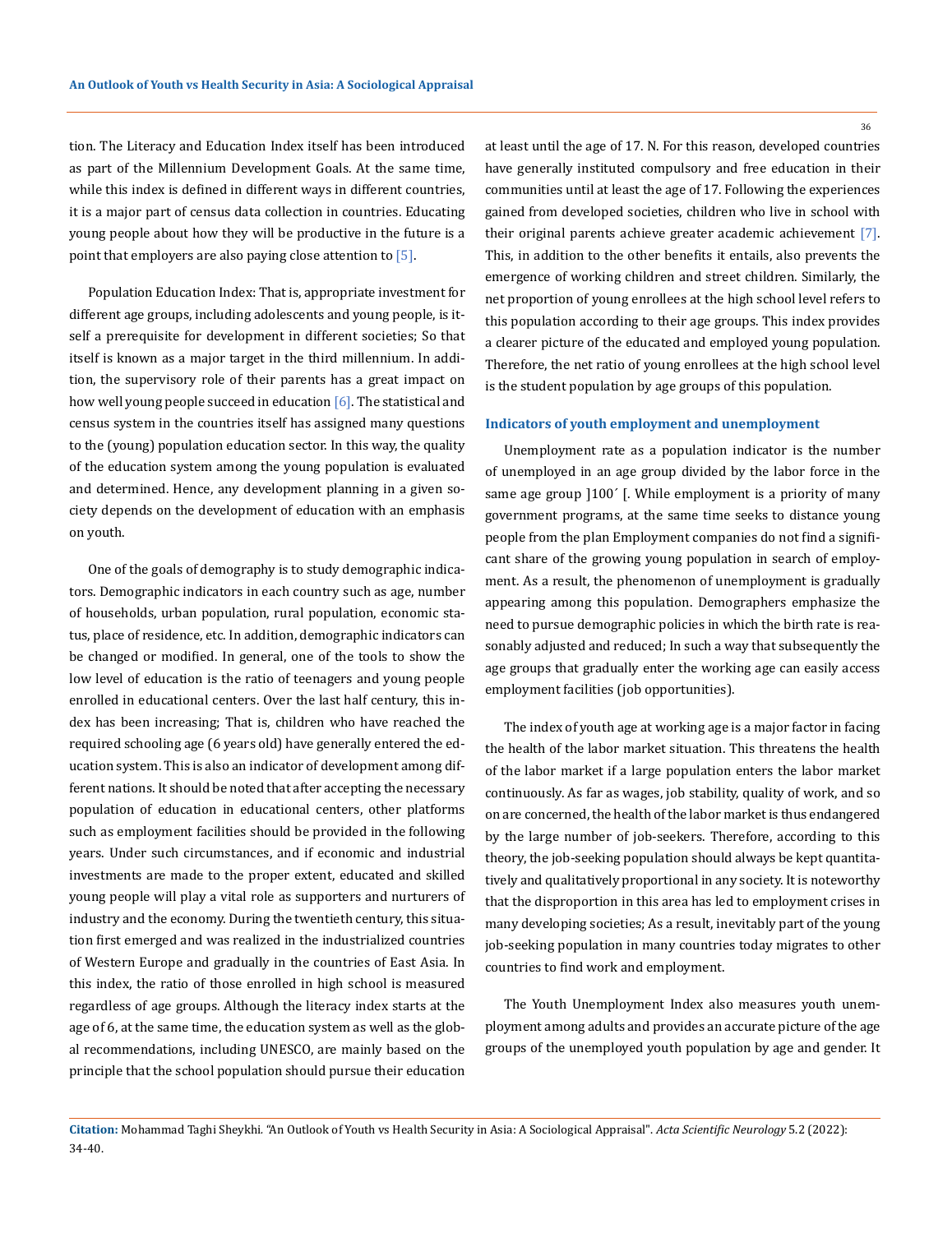tion. The Literacy and Education Index itself has been introduced as part of the Millennium Development Goals. At the same time, while this index is defined in different ways in different countries, it is a major part of census data collection in countries. Educating young people about how they will be productive in the future is a point that employers are also paying close attention to [5].

Population Education Index: That is, appropriate investment for different age groups, including adolescents and young people, is itself a prerequisite for development in different societies; So that itself is known as a major target in the third millennium. In addition, the supervisory role of their parents has a great impact on how well young people succeed in education [6]. The statistical and census system in the countries itself has assigned many questions to the (young) population education sector. In this way, the quality of the education system among the young population is evaluated and determined. Hence, any development planning in a given society depends on the development of education with an emphasis on youth.

One of the goals of demography is to study demographic indicators. Demographic indicators in each country such as age, number of households, urban population, rural population, economic status, place of residence, etc. In addition, demographic indicators can be changed or modified. In general, one of the tools to show the low level of education is the ratio of teenagers and young people enrolled in educational centers. Over the last half century, this index has been increasing; That is, children who have reached the required schooling age (6 years old) have generally entered the education system. This is also an indicator of development among different nations. It should be noted that after accepting the necessary population of education in educational centers, other platforms such as employment facilities should be provided in the following years. Under such circumstances, and if economic and industrial investments are made to the proper extent, educated and skilled young people will play a vital role as supporters and nurturers of industry and the economy. During the twentieth century, this situation first emerged and was realized in the industrialized countries of Western Europe and gradually in the countries of East Asia. In this index, the ratio of those enrolled in high school is measured regardless of age groups. Although the literacy index starts at the age of 6, at the same time, the education system as well as the global recommendations, including UNESCO, are mainly based on the principle that the school population should pursue their education at least until the age of 17. N. For this reason, developed countries have generally instituted compulsory and free education in their communities until at least the age of 17. Following the experiences gained from developed societies, children who live in school with their original parents achieve greater academic achievement [7]. This, in addition to the other benefits it entails, also prevents the emergence of working children and street children. Similarly, the net proportion of young enrollees at the high school level refers to this population according to their age groups. This index provides a clearer picture of the educated and employed young population. Therefore, the net ratio of young enrollees at the high school level is the student population by age groups of this population.

### Indicators of youth employment and unemployment

Unemployment rate as a population indicator is the number of unemployed in an age group divided by the labor force in the same age group ]100´ [. While employment is a priority of many government programs, at the same time seeks to distance young people from the plan Employment companies do not find a significant share of the growing young population in search of employment. As a result, the phenomenon of unemployment is gradually appearing among this population. Demographers emphasize the need to pursue demographic policies in which the birth rate is reasonably adjusted and reduced; In such a way that subsequently the age groups that gradually enter the working age can easily access employment facilities (job opportunities).

The index of youth age at working age is a major factor in facing the health of the labor market situation. This threatens the health of the labor market if a large population enters the labor market continuously. As far as wages, job stability, quality of work, and so on are concerned, the health of the labor market is thus endangered by the large number of job-seekers. Therefore, according to this theory, the job-seeking population should always be kept quantitatively and qualitatively proportional in any society. It is noteworthy that the disproportion in this area has led to employment crises in many developing societies; As a result, inevitably part of the young job-seeking population in many countries today migrates to other countries to find work and employment.

The Youth Unemployment Index also measures youth unemployment among adults and provides an accurate picture of the age groups of the unemployed youth population by age and gender. It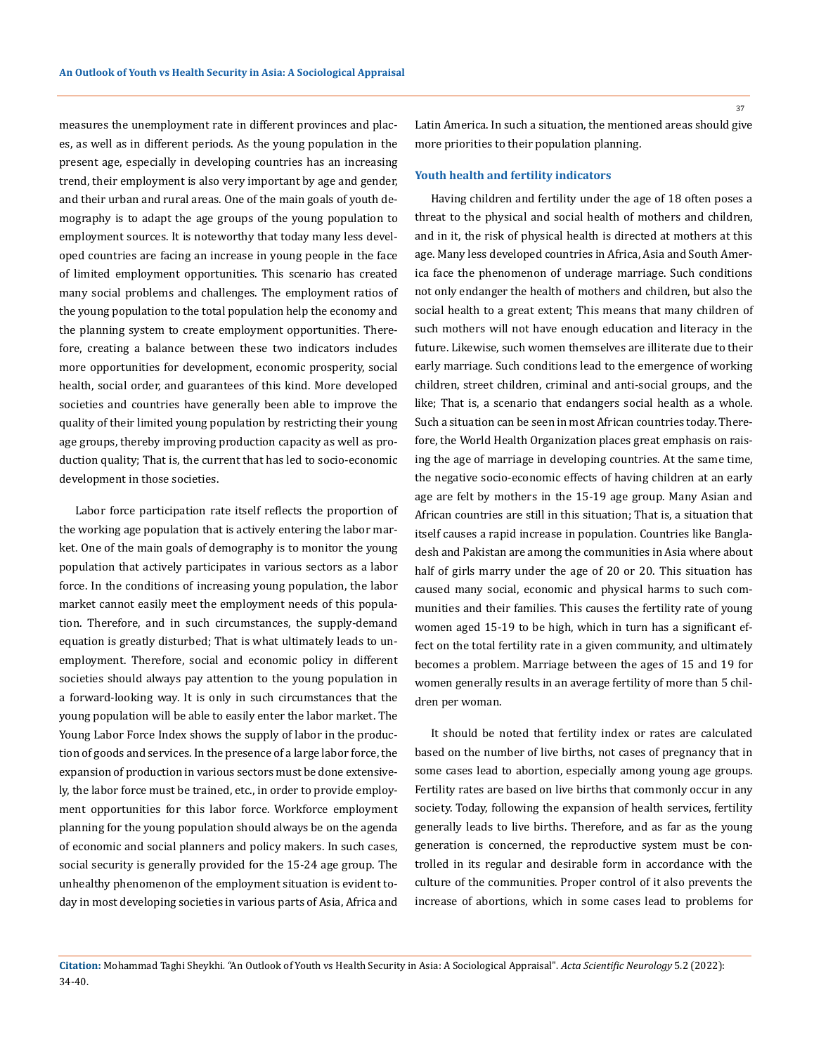measures the unemployment rate in different provinces and places, as well as in different periods. As the young population in the present age, especially in developing countries has an increasing trend, their employment is also very important by age and gender, and their urban and rural areas. One of the main goals of youth demography is to adapt the age groups of the young population to employment sources. It is noteworthy that today many less developed countries are facing an increase in young people in the face of limited employment opportunities. This scenario has created many social problems and challenges. The employment ratios of the young population to the total population help the economy and the planning system to create employment opportunities. Therefore, creating a balance between these two indicators includes more opportunities for development, economic prosperity, social health, social order, and guarantees of this kind. More developed societies and countries have generally been able to improve the quality of their limited young population by restricting their young age groups, thereby improving production capacity as well as production quality; That is, the current that has led to socio-economic development in those societies.

Labor force participation rate itself reflects the proportion of the working age population that is actively entering the labor market. One of the main goals of demography is to monitor the young population that actively participates in various sectors as a labor force. In the conditions of increasing young population, the labor market cannot easily meet the employment needs of this population. Therefore, and in such circumstances, the supply-demand equation is greatly disturbed; That is what ultimately leads to unemployment. Therefore, social and economic policy in different societies should always pay attention to the young population in a forward-looking way. It is only in such circumstances that the young population will be able to easily enter the labor market. The Young Labor Force Index shows the supply of labor in the production of goods and services. In the presence of a large labor force, the expansion of production in various sectors must be done extensively, the labor force must be trained, etc., in order to provide employment opportunities for this labor force. Workforce employment planning for the young population should always be on the agenda of economic and social planners and policy makers. In such cases, social security is generally provided for the 15-24 age group. The unhealthy phenomenon of the employment situation is evident today in most developing societies in various parts of Asia, Africa and Latin America. In such a situation, the mentioned areas should give more priorities to their population planning.

## Youth health and fertility indicators

Having children and fertility under the age of 18 often poses a threat to the physical and social health of mothers and children, and in it, the risk of physical health is directed at mothers at this age. Many less developed countries in Africa, Asia and South America face the phenomenon of underage marriage. Such conditions not only endanger the health of mothers and children, but also the social health to a great extent; This means that many children of such mothers will not have enough education and literacy in the future. Likewise, such women themselves are illiterate due to their early marriage. Such conditions lead to the emergence of working children, street children, criminal and anti-social groups, and the like; That is, a scenario that endangers social health as a whole. Such a situation can be seen in most African countries today. Therefore, the World Health Organization places great emphasis on raising the age of marriage in developing countries. At the same time, the negative socio-economic effects of having children at an early age are felt by mothers in the 15-19 age group. Many Asian and African countries are still in this situation; That is, a situation that itself causes a rapid increase in population. Countries like Bangladesh and Pakistan are among the communities in Asia where about half of girls marry under the age of 20 or 20. This situation has caused many social, economic and physical harms to such communities and their families. This causes the fertility rate of young women aged 15-19 to be high, which in turn has a significant effect on the total fertility rate in a given community, and ultimately becomes a problem. Marriage between the ages of 15 and 19 for women generally results in an average fertility of more than 5 children per woman.

It should be noted that fertility index or rates are calculated based on the number of live births, not cases of pregnancy that in some cases lead to abortion, especially among young age groups. Fertility rates are based on live births that commonly occur in any society. Today, following the expansion of health services, fertility generally leads to live births. Therefore, and as far as the young generation is concerned, the reproductive system must be controlled in its regular and desirable form in accordance with the culture of the communities. Proper control of it also prevents the increase of abortions, which in some cases lead to problems for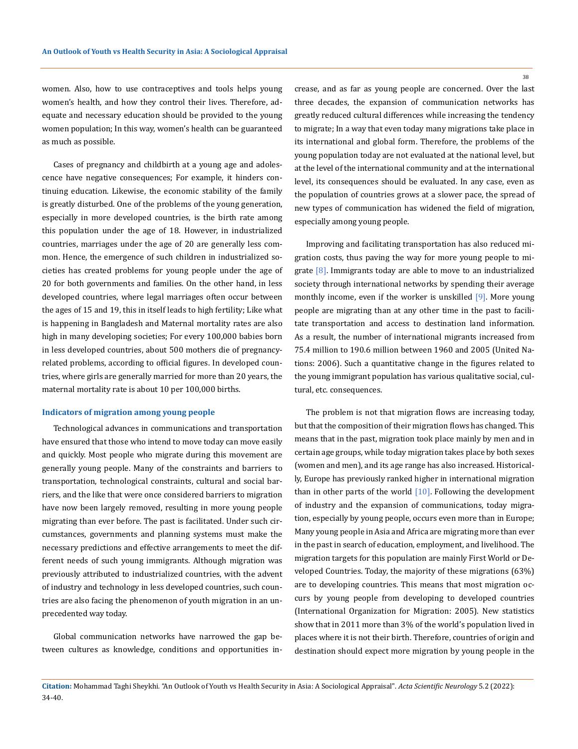women. Also, how to use contraceptives and tools helps young women's health, and how they control their lives. Therefore, adequate and necessary education should be provided to the young women population; In this way, women's health can be guaranteed as much as possible.

Cases of pregnancy and childbirth at a young age and adolescence have negative consequences; For example, it hinders continuing education. Likewise, the economic stability of the family is greatly disturbed. One of the problems of the young generation, especially in more developed countries, is the birth rate among this population under the age of 18. However, in industrialized countries, marriages under the age of 20 are generally less common. Hence, the emergence of such children in industrialized societies has created problems for young people under the age of 20 for both governments and families. On the other hand, in less developed countries, where legal marriages often occur between the ages of 15 and 19, this in itself leads to high fertility; Like what is happening in Bangladesh and Maternal mortality rates are also high in many developing societies; For every 100,000 babies born in less developed countries, about 500 mothers die of pregnancy-related problems, according to official figures. In developed countries, where girls are generally married for more than 20 years, the maternal mortality rate is about 10 per 100,000 births.

### Indicators of migration among young people

Technological advances in communications and transportation have ensured that those who intend to move today can move easily and quickly. Most people who migrate during this movement are generally young people. Many of the constraints and barriers to transportation, technological constraints, cultural and social barriers, and the like that were once considered barriers to migration have now been largely removed, resulting in more young people migrating than ever before. The past is facilitated. Under such circumstances, governments and planning systems must make the necessary predictions and effective arrangements to meet the different needs of such young immigrants. Although migration was previously attributed to industrialized countries, with the advent of industry and technology in less developed countries, such countries are also facing the phenomenon of youth migration in an unprecedented way today.

Global communication networks have narrowed the gap between cultures as knowledge, conditions and opportunities increase, and as far as young people are concerned. Over the last three decades, the expansion of communication networks has greatly reduced cultural differences while increasing the tendency to migrate; In a way that even today many migrations take place in its international and global form. Therefore, the problems of the young population today are not evaluated at the national level, but at the level of the international community and at the international level, its consequences should be evaluated. In any case, even as the population of countries grows at a slower pace, the spread of new types of communication has widened the field of migration, especially among young people.

Improving and facilitating transportation has also reduced migration costs, thus paving the way for more young people to migrate [8]. Immigrants today are able to move to an industrialized society through international networks by spending their average monthly income, even if the worker is unskilled [9]. More young people are migrating than at any other time in the past to facilitate transportation and access to destination land information. As a result, the number of international migrants increased from 75.4 million to 190.6 million between 1960 and 2005 (United Nations: 2006). Such a quantitative change in the figures related to the young immigrant population has various qualitative social, cultural, etc. consequences.

The problem is not that migration flows are increasing today, but that the composition of their migration flows has changed. This means that in the past, migration took place mainly by men and in certain age groups, while today migration takes place by both sexes (women and men), and its age range has also increased. Historically, Europe has previously ranked higher in international migration than in other parts of the world [10]. Following the development of industry and the expansion of communications, today migration, especially by young people, occurs even more than in Europe; Many young people in Asia and Africa are migrating more than ever in the past in search of education, employment, and livelihood. The migration targets for this population are mainly First World or Developed Countries. Today, the majority of these migrations (63%) are to developing countries. This means that most migration occurs by young people from developing to developed countries (International Organization for Migration: 2005). New statistics show that in 2011 more than 3% of the world's population lived in places where it is not their birth. Therefore, countries of origin and destination should expect more migration by young people in the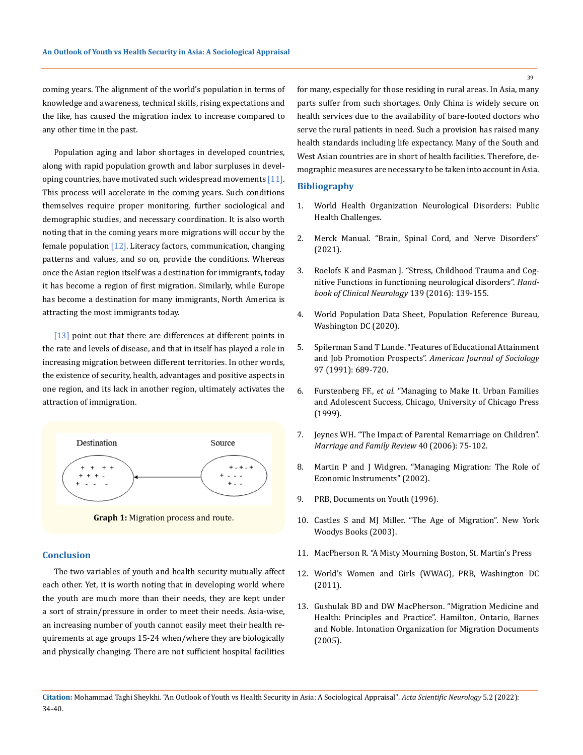coming years. The alignment of the world's population in terms of knowledge and awareness, technical skills, rising expectations and the like, has caused the migration index to increase compared to any other time in the past.

Population aging and labor shortages in developed countries, along with rapid population growth and labor surpluses in developing countries, have motivated such widespread movements [11]. This process will accelerate in the coming years. Such conditions themselves require proper monitoring, further sociological and demographic studies, and necessary coordination. It is also worth noting that in the coming years more migrations will occur by the female population [12]. Literacy factors, communication, changing patterns and values, and so on, provide the conditions. Whereas once the Asian region itself was a destination for immigrants, today it has become a region of first migration. Similarly, while Europe has become a destination for many immigrants, North America is attracting the most immigrants today.

[13] point out that there are differences at different points in the rate and levels of disease, and that in itself has played a role in increasing migration between different territories. In other words, the existence of security, health, advantages and positive aspects in one region, and its lack in another region, ultimately activates the attraction of immigration.

| Destination | | Source |
|---|---|---|
| + + + + <br> + + + - <br> + - - - | ← | + - + - + <br> + - - - <br> + - - |

**Graph 1:** Migration process and route.

## Conclusion

The two variables of youth and health security mutually affect each other. Yet, it is worth noting that in developing world where the youth are much more than their needs, they are kept under a sort of strain/pressure in order to meet their needs. Asia-wise, an increasing number of youth cannot easily meet their health requirements at age groups 15-24 when/where they are biologically and physically changing. There are not sufficient hospital facilities for many, especially for those residing in rural areas. In Asia, many parts suffer from such shortages. Only China is widely secure on health services due to the availability of bare-footed doctors who serve the rural patients in need. Such a provision has raised many health standards including life expectancy. Many of the South and West Asian countries are in short of health facilities. Therefore, demographic measures are necessary to be taken into account in Asia.

## Bibliography

1. World Health Organization Neurological Disorders: Public Health Challenges.
2. Merck Manual. "Brain, Spinal Cord, and Nerve Disorders" (2021).
3. Roelofs K and Pasman J. "Stress, Childhood Trauma and Cognitive Functions in functioning neurological disorders". *Handbook of Clinical Neurology* 139 (2016): 139-155.
4. World Population Data Sheet, Population Reference Bureau, Washington DC (2020).
5. Spilerman S and T Lunde. "Features of Educational Attainment and Job Promotion Prospects". *American Journal of Sociology* 97 (1991): 689-720.
6. Furstenberg FF., *et al.* "Managing to Make It. Urban Families and Adolescent Success, Chicago, University of Chicago Press (1999).
7. Jeynes WH. "The Impact of Parental Remarriage on Children". *Marriage and Family Review* 40 (2006): 75-102.
8. Martin P and J Widgren. "Managing Migration: The Role of Economic Instruments" (2002).
9. PRB, Documents on Youth (1996).
10. Castles S and MJ Miller. "The Age of Migration". New York Woodys Books (2003).
11. MacPherson R. "A Misty Mourning Boston, St. Martin's Press
12. World's Women and Girls (WWAG), PRB, Washington DC (2011).
13. Gushulak BD and DW MacPherson. "Migration Medicine and Health: Principles and Practice". Hamilton, Ontario, Barnes and Noble. Intonation Organization for Migration Documents (2005).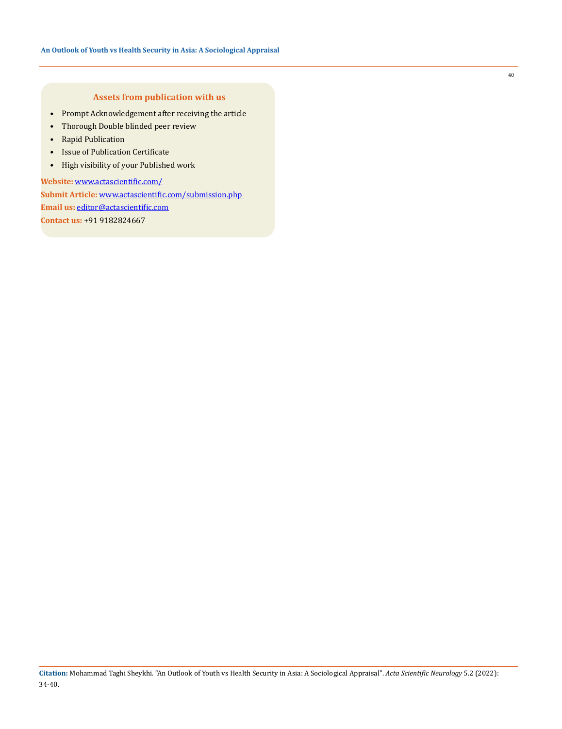### Assets from publication with us

- Prompt Acknowledgement after receiving the article
- Thorough Double blinded peer review
- Rapid Publication
- Issue of Publication Certificate
- High visibility of your Published work

**Website:** www.actascientific.com/

**Submit Article:** www.actascientific.com/submission.php

**Email us:** editor@actascientific.com

**Contact us:** +91 9182824667